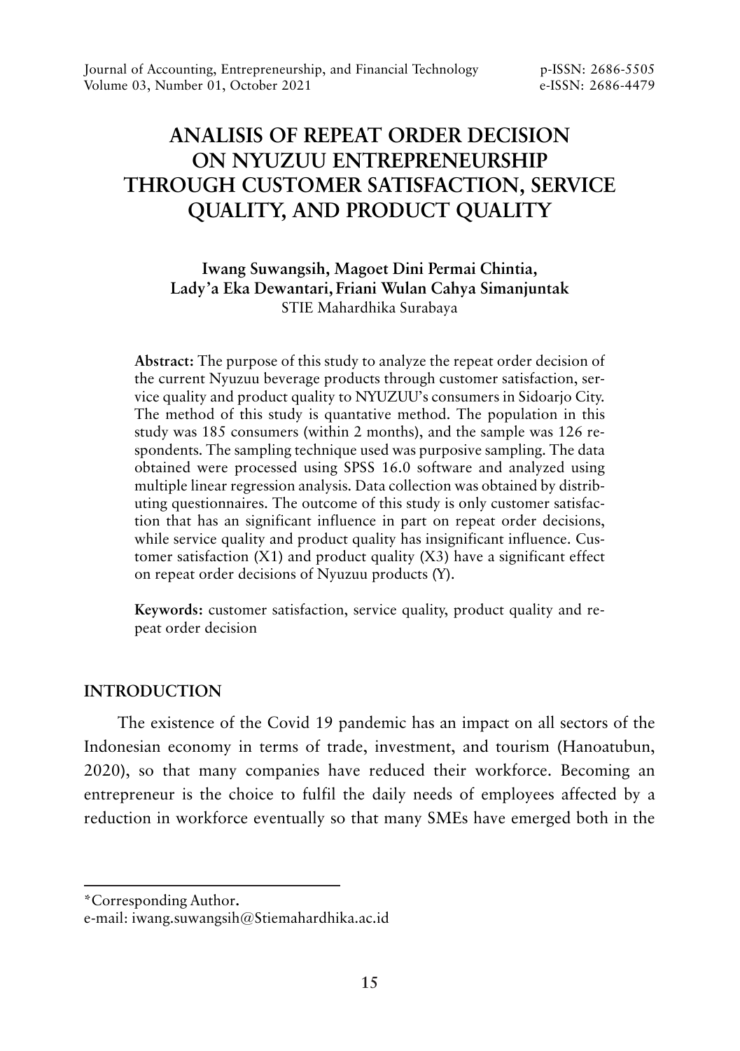# ANALISIS OF REPEAT ORDER DECISION ON NYUZUU ENTREPRENEURSHIP THROUGH CUSTOMER SATISFACTION, SERVICE QUALITY, AND PRODUCT QUALITY

**Iwang Suwangsih, Magoet Dini Permai Chintia, Lady'a Eka Dewantari, Friani Wulan Cahya Simanjuntak**

STIE Mahardhika Surabaya

**Abstract:** The purpose of this study to analyze the repeat order decision of the current Nyuzuu beverage products through customer satisfaction, service quality and product quality to NYUZUU's consumers in Sidoarjo City. The method of this study is quantative method. The population in this study was 185 consumers (within 2 months), and the sample was 126 respondents. The sampling technique used was purposive sampling. The data obtained were processed using SPSS 16.0 software and analyzed using multiple linear regression analysis. Data collection was obtained by distributing questionnaires. The outcome of this study is only customer satisfaction that has an significant influence in part on repeat order decisions, while service quality and product quality has insignificant influence. Customer satisfaction (X1) and product quality (X3) have a significant effect on repeat order decisions of Nyuzuu products (Y).

**Keywords:** customer satisfaction, service quality, product quality and repeat order decision

## INTRODUCTION

The existence of the Covid 19 pandemic has an impact on all sectors of the Indonesian economy in terms of trade, investment, and tourism (Hanoatubun, 2020), so that many companies have reduced their workforce. Becoming an entrepreneur is the choice to fulfil the daily needs of employees affected by a reduction in workforce eventually so that many SMEs have emerged both in the

*Corresponding Author.
e-mail: iwang.suwangsih@Stiemahardhika.ac.id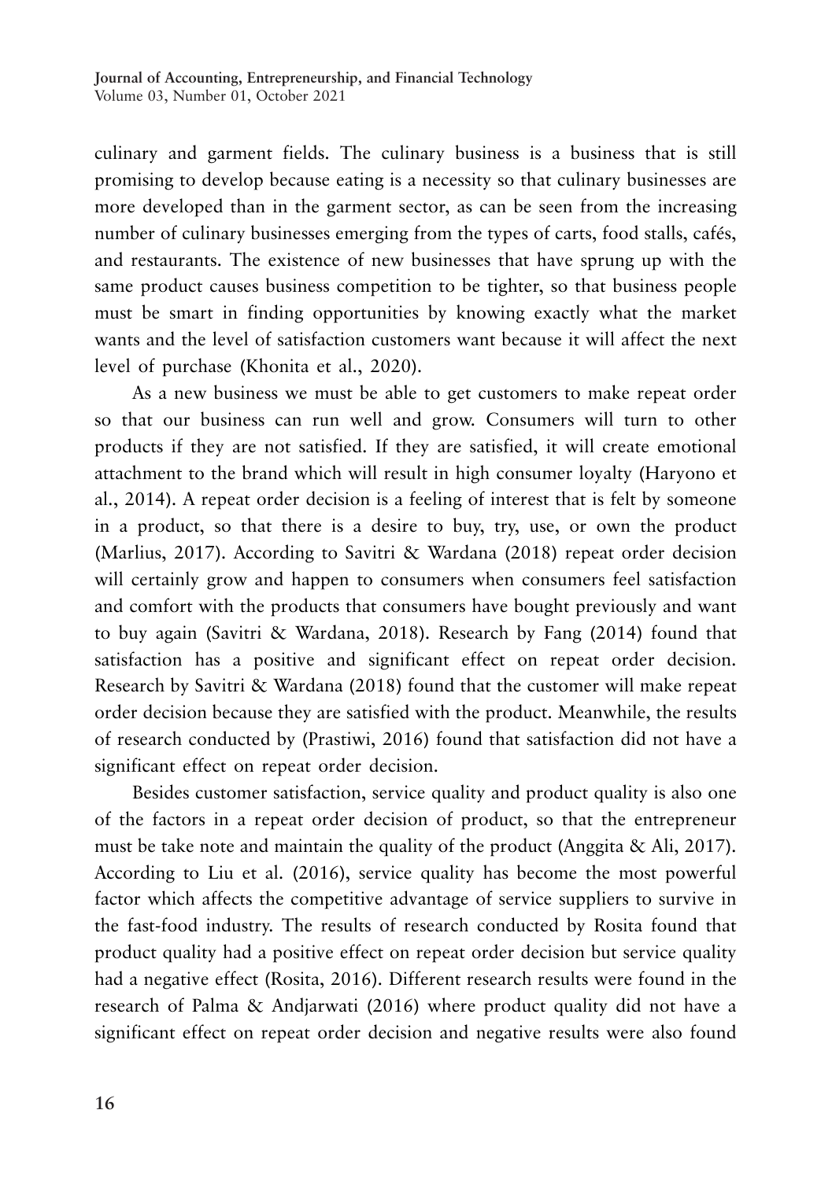culinary and garment fields. The culinary business is a business that is still promising to develop because eating is a necessity so that culinary businesses are more developed than in the garment sector, as can be seen from the increasing number of culinary businesses emerging from the types of carts, food stalls, cafés, and restaurants. The existence of new businesses that have sprung up with the same product causes business competition to be tighter, so that business people must be smart in finding opportunities by knowing exactly what the market wants and the level of satisfaction customers want because it will affect the next level of purchase (Khonita et al., 2020).

As a new business we must be able to get customers to make repeat order so that our business can run well and grow. Consumers will turn to other products if they are not satisfied. If they are satisfied, it will create emotional attachment to the brand which will result in high consumer loyalty (Haryono et al., 2014). A repeat order decision is a feeling of interest that is felt by someone in a product, so that there is a desire to buy, try, use, or own the product (Marlius, 2017). According to Savitri & Wardana (2018) repeat order decision will certainly grow and happen to consumers when consumers feel satisfaction and comfort with the products that consumers have bought previously and want to buy again (Savitri & Wardana, 2018). Research by Fang (2014) found that satisfaction has a positive and significant effect on repeat order decision. Research by Savitri & Wardana (2018) found that the customer will make repeat order decision because they are satisfied with the product. Meanwhile, the results of research conducted by (Prastiwi, 2016) found that satisfaction did not have a significant effect on repeat order decision.

Besides customer satisfaction, service quality and product quality is also one of the factors in a repeat order decision of product, so that the entrepreneur must be take note and maintain the quality of the product (Anggita & Ali, 2017). According to Liu et al. (2016), service quality has become the most powerful factor which affects the competitive advantage of service suppliers to survive in the fast-food industry. The results of research conducted by Rosita found that product quality had a positive effect on repeat order decision but service quality had a negative effect (Rosita, 2016). Different research results were found in the research of Palma & Andjarwati (2016) where product quality did not have a significant effect on repeat order decision and negative results were also found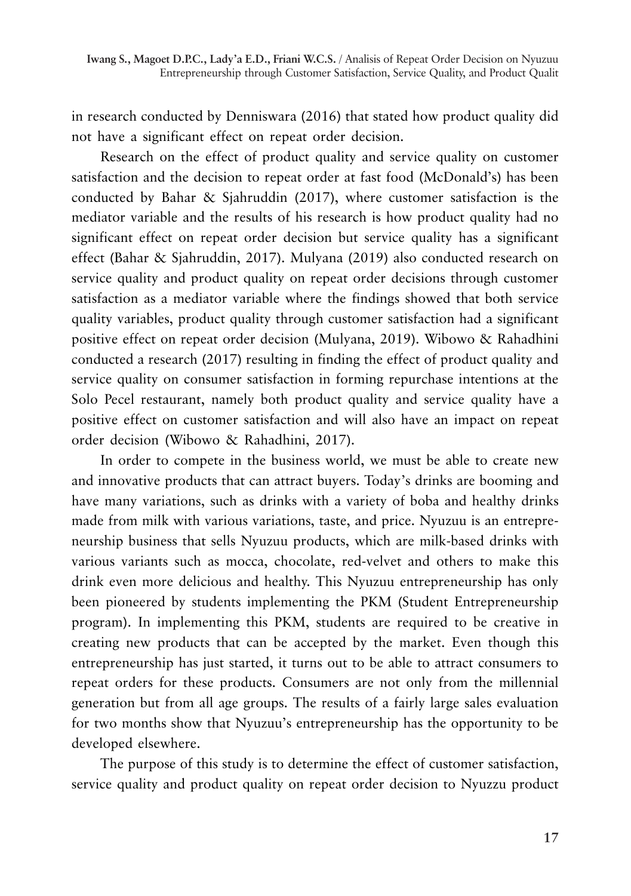in research conducted by Denniswara (2016) that stated how product quality did not have a significant effect on repeat order decision.

Research on the effect of product quality and service quality on customer satisfaction and the decision to repeat order at fast food (McDonald's) has been conducted by Bahar & Sjahruddin (2017), where customer satisfaction is the mediator variable and the results of his research is how product quality had no significant effect on repeat order decision but service quality has a significant effect (Bahar & Sjahruddin, 2017). Mulyana (2019) also conducted research on service quality and product quality on repeat order decisions through customer satisfaction as a mediator variable where the findings showed that both service quality variables, product quality through customer satisfaction had a significant positive effect on repeat order decision (Mulyana, 2019). Wibowo & Rahadhini conducted a research (2017) resulting in finding the effect of product quality and service quality on consumer satisfaction in forming repurchase intentions at the Solo Pecel restaurant, namely both product quality and service quality have a positive effect on customer satisfaction and will also have an impact on repeat order decision (Wibowo & Rahadhini, 2017).

In order to compete in the business world, we must be able to create new and innovative products that can attract buyers. Today's drinks are booming and have many variations, such as drinks with a variety of boba and healthy drinks made from milk with various variations, taste, and price. Nyuzuu is an entrepreneurship business that sells Nyuzuu products, which are milk-based drinks with various variants such as mocca, chocolate, red-velvet and others to make this drink even more delicious and healthy. This Nyuzuu entrepreneurship has only been pioneered by students implementing the PKM (Student Entrepreneurship program). In implementing this PKM, students are required to be creative in creating new products that can be accepted by the market. Even though this entrepreneurship has just started, it turns out to be able to attract consumers to repeat orders for these products. Consumers are not only from the millennial generation but from all age groups. The results of a fairly large sales evaluation for two months show that Nyuzuu's entrepreneurship has the opportunity to be developed elsewhere.

The purpose of this study is to determine the effect of customer satisfaction, service quality and product quality on repeat order decision to Nyuzzu product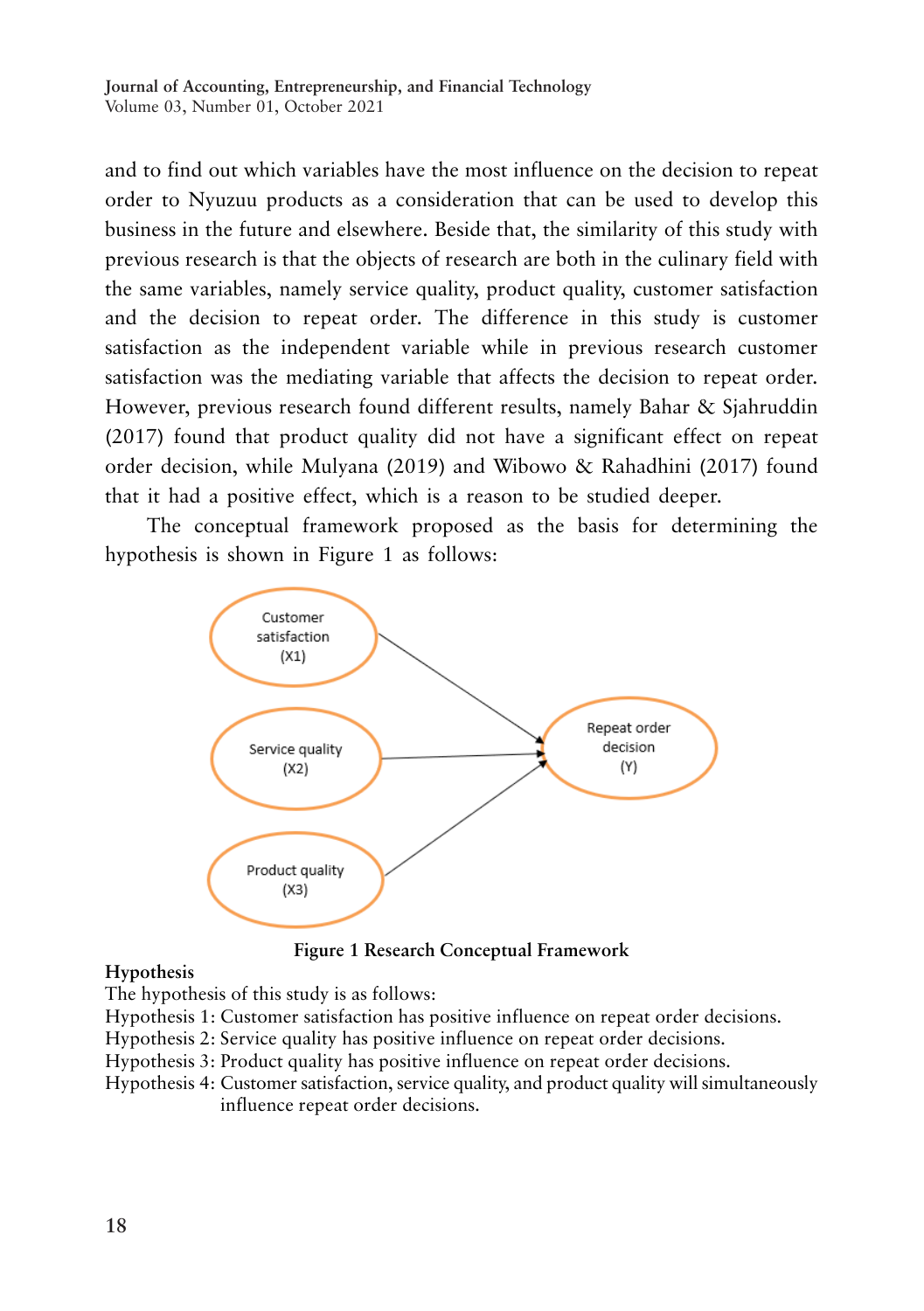and to find out which variables have the most influence on the decision to repeat order to Nyuzuu products as a consideration that can be used to develop this business in the future and elsewhere. Beside that, the similarity of this study with previous research is that the objects of research are both in the culinary field with the same variables, namely service quality, product quality, customer satisfaction and the decision to repeat order. The difference in this study is customer satisfaction as the independent variable while in previous research customer satisfaction was the mediating variable that affects the decision to repeat order. However, previous research found different results, namely Bahar & Sjahruddin (2017) found that product quality did not have a significant effect on repeat order decision, while Mulyana (2019) and Wibowo & Rahadhini (2017) found that it had a positive effect, which is a reason to be studied deeper.

The conceptual framework proposed as the basis for determining the hypothesis is shown in Figure 1 as follows:

Customer satisfaction (X1) → Repeat order decision (Y)
Service quality (X2) → Repeat order decision (Y)
Product quality (X3) → Repeat order decision (Y)

**Figure 1 Research Conceptual Framework**

**Hypothesis**

The hypothesis of this study is as follows:

Hypothesis 1: Customer satisfaction has positive influence on repeat order decisions.
Hypothesis 2: Service quality has positive influence on repeat order decisions.
Hypothesis 3: Product quality has positive influence on repeat order decisions.
Hypothesis 4: Customer satisfaction, service quality, and product quality will simultaneously influence repeat order decisions.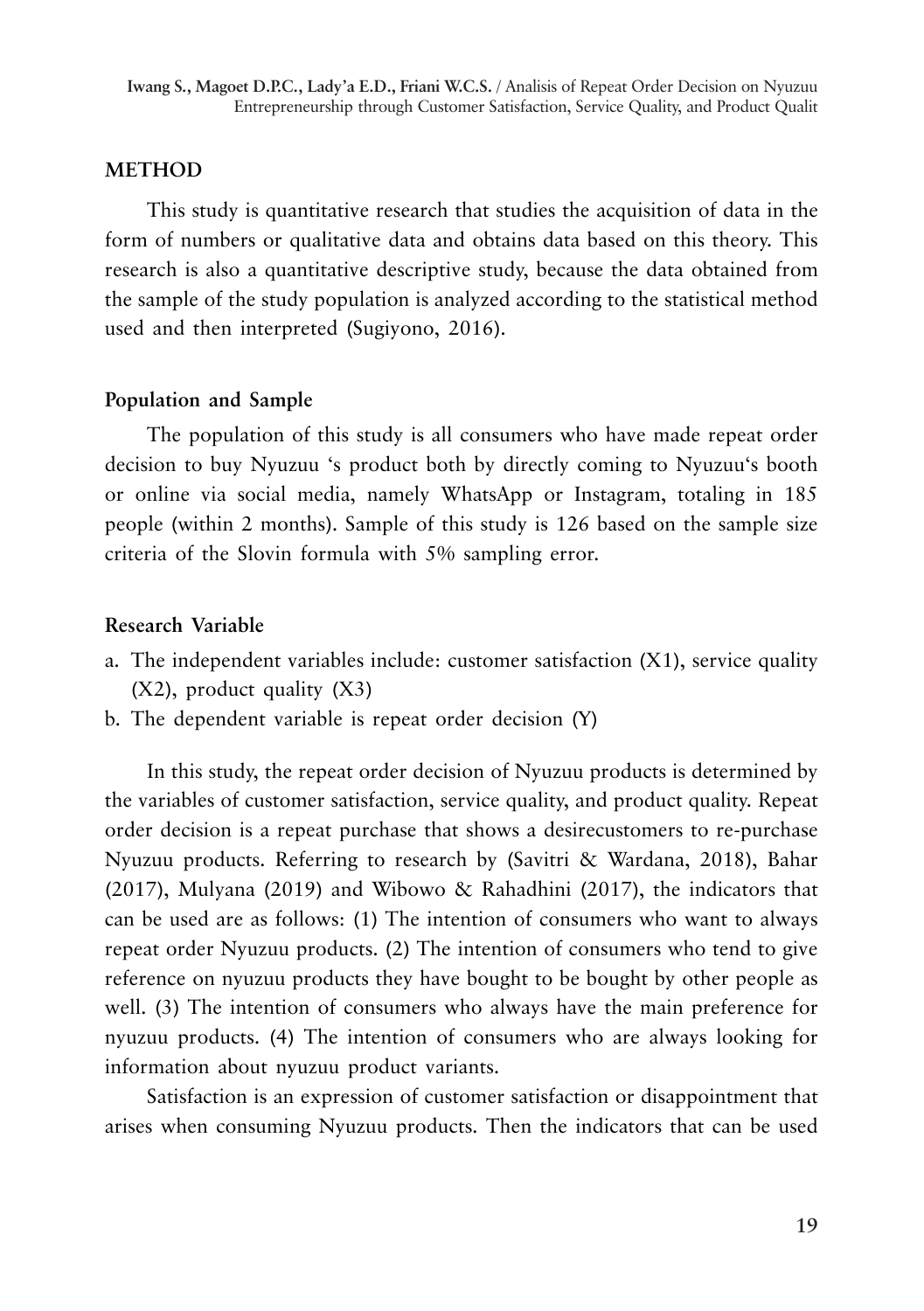## METHOD

This study is quantitative research that studies the acquisition of data in the form of numbers or qualitative data and obtains data based on this theory. This research is also a quantitative descriptive study, because the data obtained from the sample of the study population is analyzed according to the statistical method used and then interpreted (Sugiyono, 2016).

### Population and Sample

The population of this study is all consumers who have made repeat order decision to buy Nyuzuu 's product both by directly coming to Nyuzuu's booth or online via social media, namely WhatsApp or Instagram, totaling in 185 people (within 2 months). Sample of this study is 126 based on the sample size criteria of the Slovin formula with 5% sampling error.

### Research Variable

a. The independent variables include: customer satisfaction (X1), service quality (X2), product quality (X3)
b. The dependent variable is repeat order decision (Y)

In this study, the repeat order decision of Nyuzuu products is determined by the variables of customer satisfaction, service quality, and product quality. Repeat order decision is a repeat purchase that shows a desirecustomers to re-purchase Nyuzuu products. Referring to research by (Savitri & Wardana, 2018), Bahar (2017), Mulyana (2019) and Wibowo & Rahadhini (2017), the indicators that can be used are as follows: (1) The intention of consumers who want to always repeat order Nyuzuu products. (2) The intention of consumers who tend to give reference on nyuzuu products they have bought to be bought by other people as well. (3) The intention of consumers who always have the main preference for nyuzuu products. (4) The intention of consumers who are always looking for information about nyuzuu product variants.

Satisfaction is an expression of customer satisfaction or disappointment that arises when consuming Nyuzuu products. Then the indicators that can be used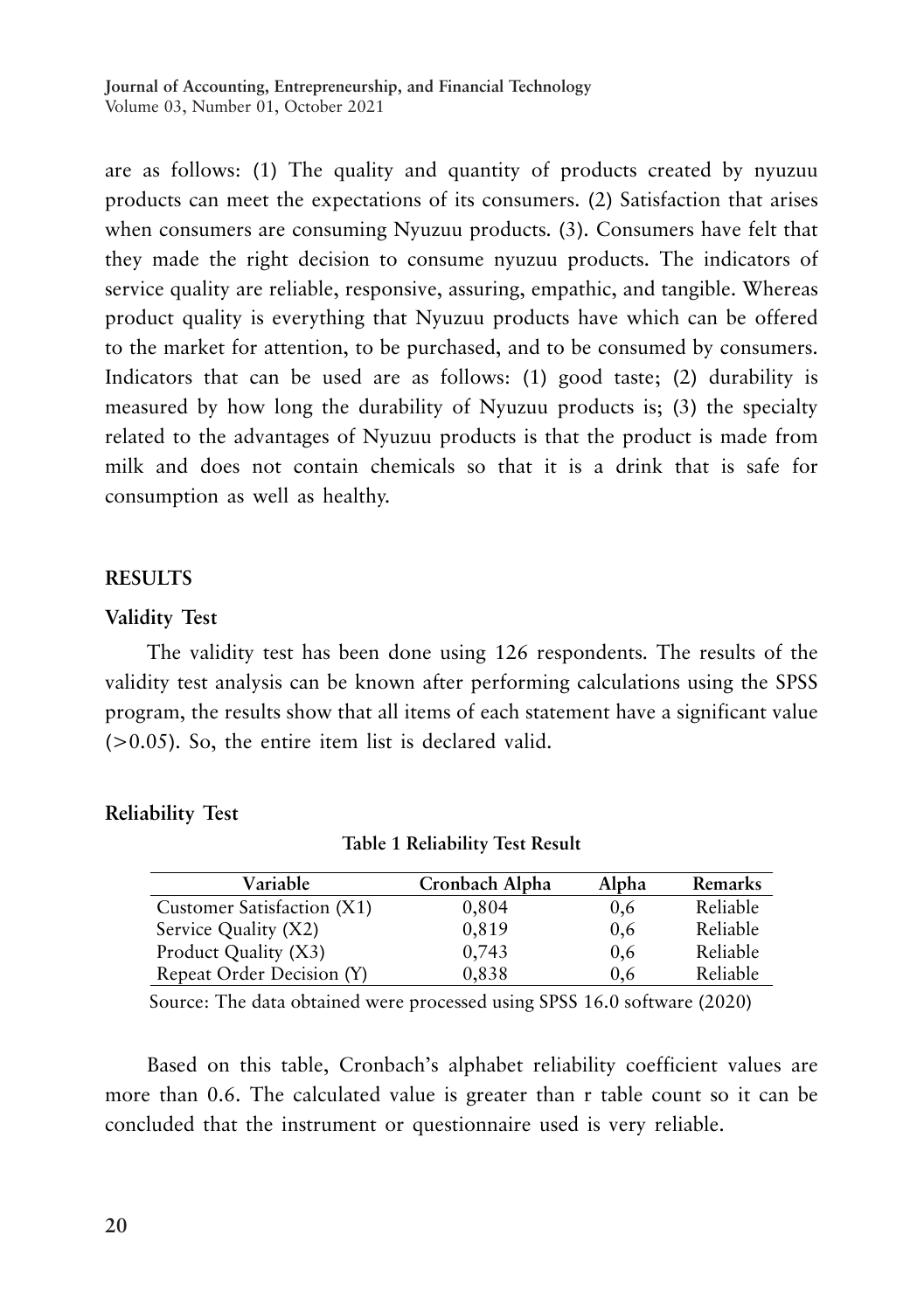are as follows: (1) The quality and quantity of products created by nyuzuu products can meet the expectations of its consumers. (2) Satisfaction that arises when consumers are consuming Nyuzuu products. (3). Consumers have felt that they made the right decision to consume nyuzuu products. The indicators of service quality are reliable, responsive, assuring, empathic, and tangible. Whereas product quality is everything that Nyuzuu products have which can be offered to the market for attention, to be purchased, and to be consumed by consumers. Indicators that can be used are as follows: (1) good taste; (2) durability is measured by how long the durability of Nyuzuu products is; (3) the specialty related to the advantages of Nyuzuu products is that the product is made from milk and does not contain chemicals so that it is a drink that is safe for consumption as well as healthy.

## RESULTS

### Validity Test

The validity test has been done using 126 respondents. The results of the validity test analysis can be known after performing calculations using the SPSS program, the results show that all items of each statement have a significant value (>0.05). So, the entire item list is declared valid.

### Reliability Test

**Table 1 Reliability Test Result**

| Variable | Cronbach Alpha | Alpha | Remarks |
|---|---|---|---|
| Customer Satisfaction (X1) | 0,804 | 0,6 | Reliable |
| Service Quality (X2) | 0,819 | 0,6 | Reliable |
| Product Quality (X3) | 0,743 | 0,6 | Reliable |
| Repeat Order Decision (Y) | 0,838 | 0,6 | Reliable |

Source: The data obtained were processed using SPSS 16.0 software (2020)

Based on this table, Cronbach's alphabet reliability coefficient values are more than 0.6. The calculated value is greater than r table count so it can be concluded that the instrument or questionnaire used is very reliable.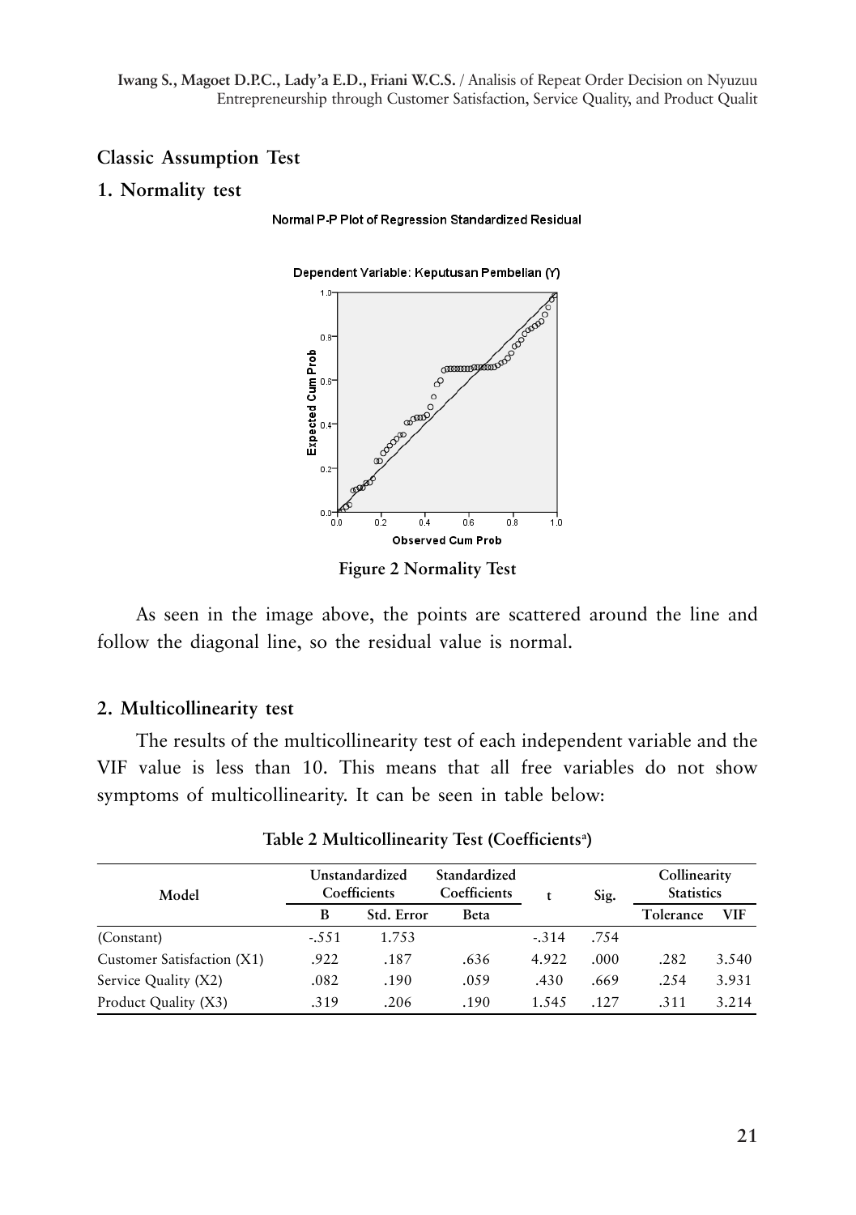## Classic Assumption Test

### 1. Normality test

**Figure 2 Normality Test**

As seen in the image above, the points are scattered around the line and follow the diagonal line, so the residual value is normal.

### 2. Multicollinearity test

The results of the multicollinearity test of each independent variable and the VIF value is less than 10. This means that all free variables do not show symptoms of multicollinearity. It can be seen in table below:

**Table 2 Multicollinearity Test (Coefficients[a])**

| Model | Unstandardized Coefficients | | Standardized Coefficients | t | Sig. | Collinearity Statistics | |
|---|---|---|---|---|---|---|---|
| | B | Std. Error | Beta | | | Tolerance | VIF |
| (Constant) | -.551 | 1.753 | | -.314 | .754 | | |
| Customer Satisfaction (X1) | .922 | .187 | .636 | 4.922 | .000 | .282 | 3.540 |
| Service Quality (X2) | .082 | .190 | .059 | .430 | .669 | .254 | 3.931 |
| Product Quality (X3) | .319 | .206 | .190 | 1.545 | .127 | .311 | 3.214 |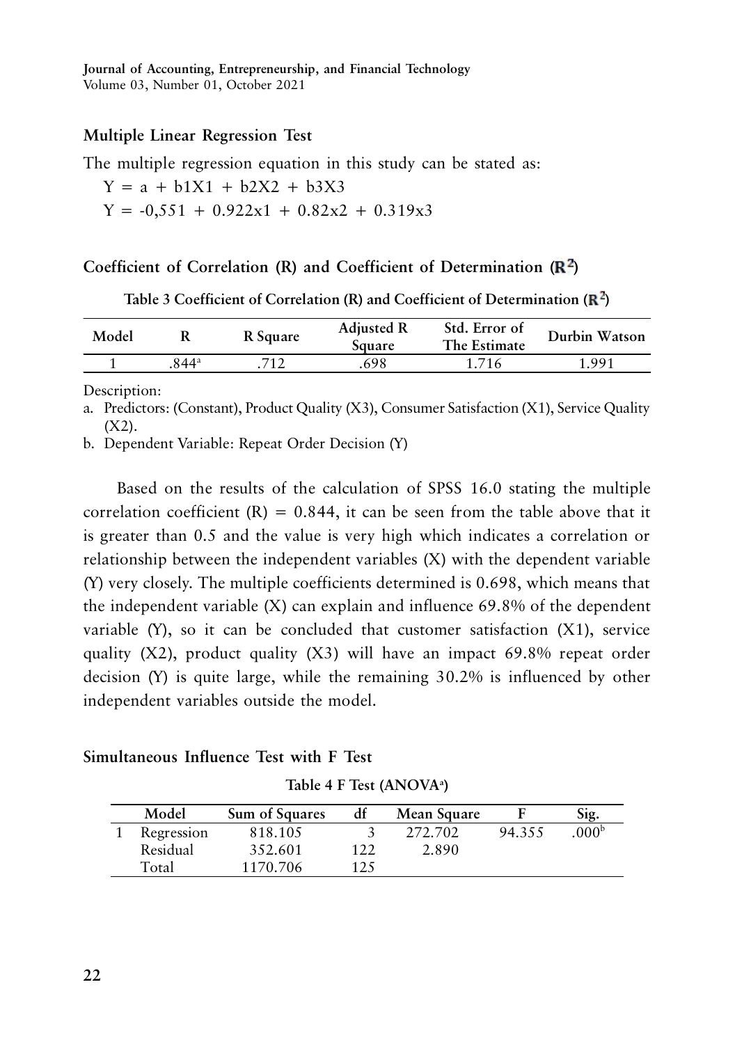## Multiple Linear Regression Test

The multiple regression equation in this study can be stated as:

$$Y = a + b1X1 + b2X2 + b3X3$$

$$Y = -0{,}551 + 0.922x1 + 0.82x2 + 0.319x3$$

## Coefficient of Correlation (R) and Coefficient of Determination ($R^2$)

**Table 3 Coefficient of Correlation (R) and Coefficient of Determination ($R^2$)**

| Model | R | R Square | Adjusted R Square | Std. Error of The Estimate | Durbin Watson |
|---|---|---|---|---|---|
| 1 | .844[a] | .712 | .698 | 1.716 | 1.991 |

Description:

a. Predictors: (Constant), Product Quality (X3), Consumer Satisfaction (X1), Service Quality (X2).

b. Dependent Variable: Repeat Order Decision (Y)

Based on the results of the calculation of SPSS 16.0 stating the multiple correlation coefficient (R) = 0.844, it can be seen from the table above that it is greater than 0.5 and the value is very high which indicates a correlation or relationship between the independent variables (X) with the dependent variable (Y) very closely. The multiple coefficients determined is 0.698, which means that the independent variable (X) can explain and influence 69.8% of the dependent variable (Y), so it can be concluded that customer satisfaction (X1), service quality (X2), product quality (X3) will have an impact 69.8% repeat order decision (Y) is quite large, while the remaining 30.2% is influenced by other independent variables outside the model.

## Simultaneous Influence Test with F Test

**Table 4 F Test (ANOVA[a])**

| | Model | Sum of Squares | df | Mean Square | F | Sig. |
|---|---|---|---|---|---|---|
| 1 | Regression | 818.105 | 3 | 272.702 | 94.355 | .000[b] |
| | Residual | 352.601 | 122 | 2.890 | | |
| | Total | 1170.706 | 125 | | | |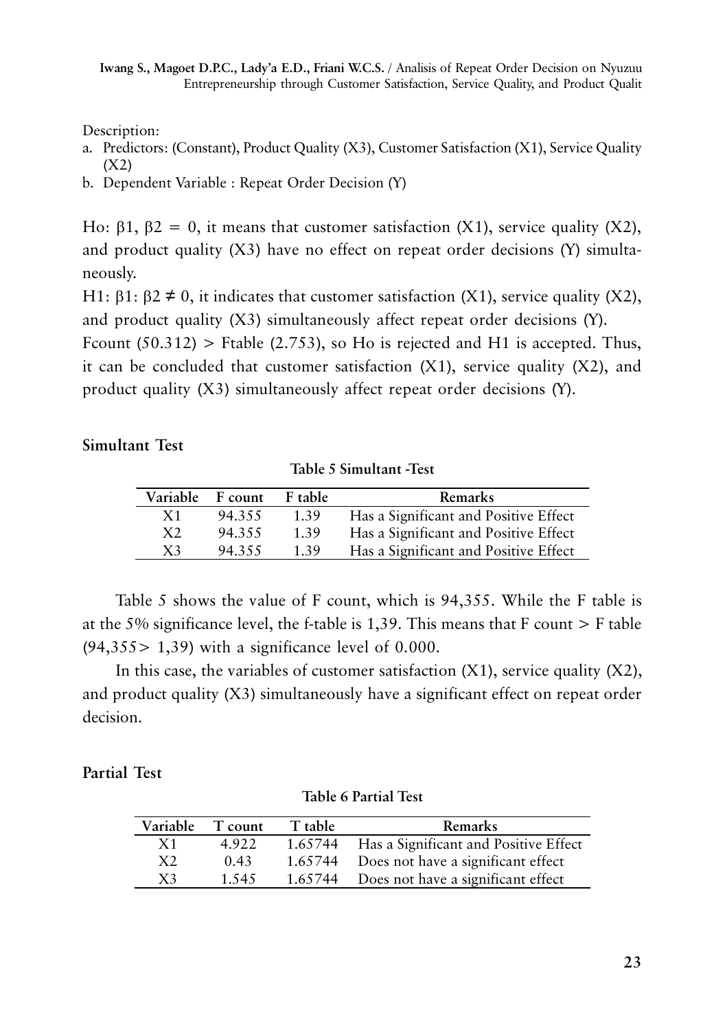Description:

a. Predictors: (Constant), Product Quality (X3), Customer Satisfaction (X1), Service Quality (X2)
b. Dependent Variable : Repeat Order Decision (Y)

Ho: $\beta 1$, $\beta 2 = 0$, it means that customer satisfaction (X1), service quality (X2), and product quality (X3) have no effect on repeat order decisions (Y) simultaneously.

H1: $\beta 1$: $\beta 2 \neq 0$, it indicates that customer satisfaction (X1), service quality (X2), and product quality (X3) simultaneously affect repeat order decisions (Y).

Fcount (50.312) > Ftable (2.753), so Ho is rejected and H1 is accepted. Thus, it can be concluded that customer satisfaction (X1), service quality (X2), and product quality (X3) simultaneously affect repeat order decisions (Y).

## Simultant Test

**Table 5 Simultant -Test**

| Variable | F count | F table | Remarks |
|---|---|---|---|
| X1 | 94.355 | 1.39 | Has a Significant and Positive Effect |
| X2 | 94.355 | 1.39 | Has a Significant and Positive Effect |
| X3 | 94.355 | 1.39 | Has a Significant and Positive Effect |

Table 5 shows the value of F count, which is 94,355. While the F table is at the 5% significance level, the f-table is 1,39. This means that F count > F table (94,355> 1,39) with a significance level of 0.000.

In this case, the variables of customer satisfaction (X1), service quality (X2), and product quality (X3) simultaneously have a significant effect on repeat order decision.

## Partial Test

**Table 6 Partial Test**

| Variable | T count | T table | Remarks |
|---|---|---|---|
| X1 | 4.922 | 1.65744 | Has a Significant and Positive Effect |
| X2 | 0.43 | 1.65744 | Does not have a significant effect |
| X3 | 1.545 | 1.65744 | Does not have a significant effect |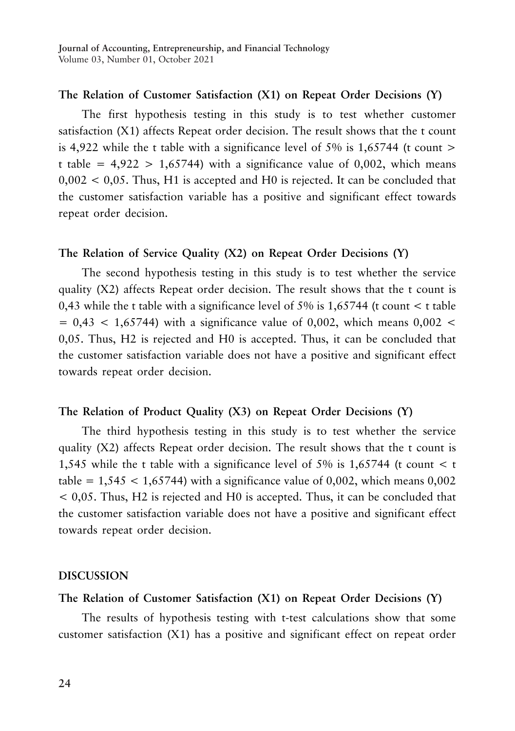### The Relation of Customer Satisfaction (X1) on Repeat Order Decisions (Y)

The first hypothesis testing in this study is to test whether customer satisfaction (X1) affects Repeat order decision. The result shows that the t count is 4,922 while the t table with a significance level of 5% is 1,65744 (t count > t table = 4,922 > 1,65744) with a significance value of 0,002, which means 0,002 < 0,05. Thus, H1 is accepted and H0 is rejected. It can be concluded that the customer satisfaction variable has a positive and significant effect towards repeat order decision.

### The Relation of Service Quality (X2) on Repeat Order Decisions (Y)

The second hypothesis testing in this study is to test whether the service quality (X2) affects Repeat order decision. The result shows that the t count is 0,43 while the t table with a significance level of 5% is 1,65744 (t count < t table = 0,43 < 1,65744) with a significance value of 0,002, which means 0,002 < 0,05. Thus, H2 is rejected and H0 is accepted. Thus, it can be concluded that the customer satisfaction variable does not have a positive and significant effect towards repeat order decision.

### The Relation of Product Quality (X3) on Repeat Order Decisions (Y)

The third hypothesis testing in this study is to test whether the service quality (X2) affects Repeat order decision. The result shows that the t count is 1,545 while the t table with a significance level of 5% is 1,65744 (t count < t table = 1,545 < 1,65744) with a significance value of 0,002, which means 0,002 < 0,05. Thus, H2 is rejected and H0 is accepted. Thus, it can be concluded that the customer satisfaction variable does not have a positive and significant effect towards repeat order decision.

## DISCUSSION

### The Relation of Customer Satisfaction (X1) on Repeat Order Decisions (Y)

The results of hypothesis testing with t-test calculations show that some customer satisfaction (X1) has a positive and significant effect on repeat order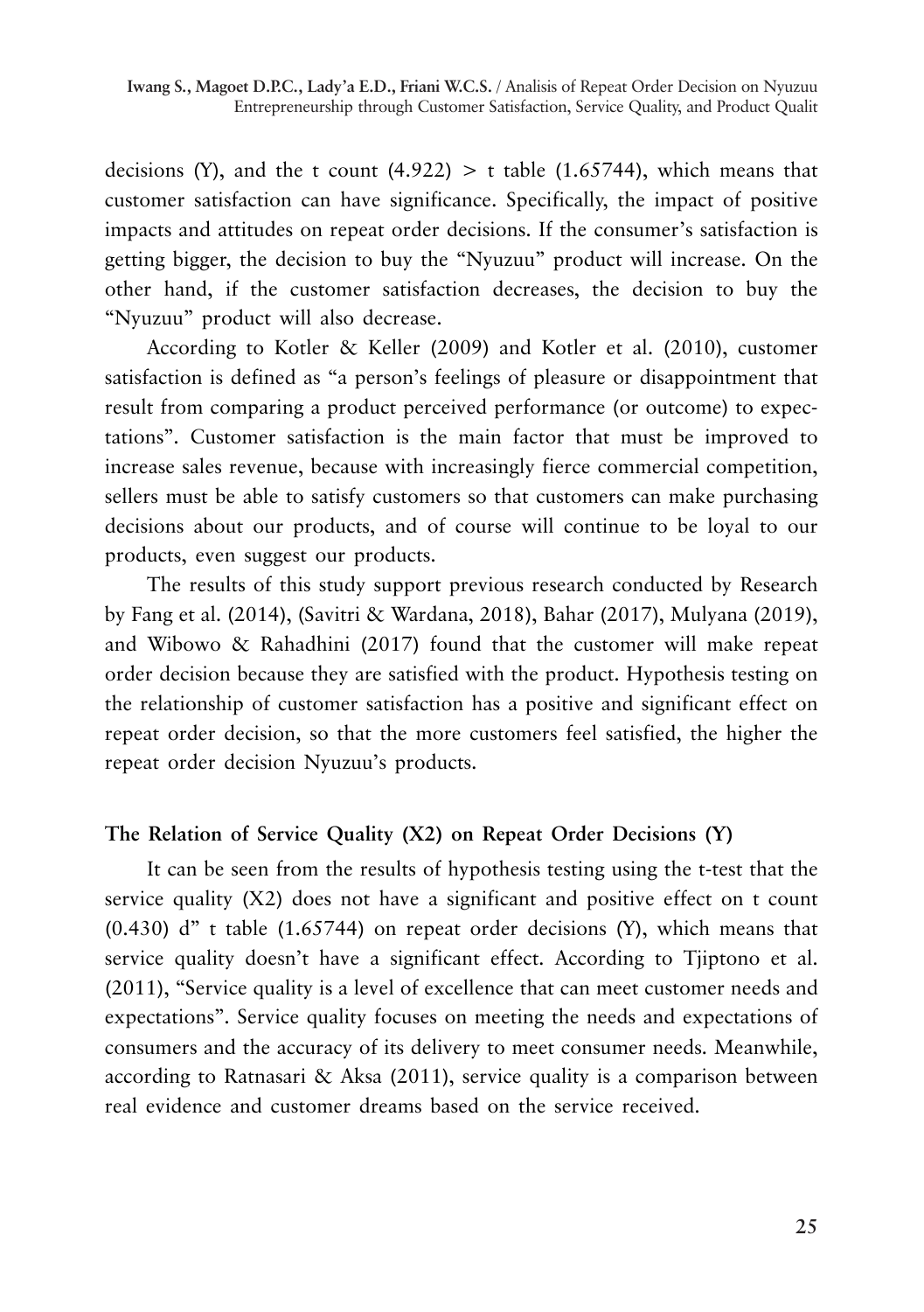decisions (Y), and the t count (4.922) > t table (1.65744), which means that customer satisfaction can have significance. Specifically, the impact of positive impacts and attitudes on repeat order decisions. If the consumer's satisfaction is getting bigger, the decision to buy the "Nyuzuu" product will increase. On the other hand, if the customer satisfaction decreases, the decision to buy the "Nyuzuu" product will also decrease.

According to Kotler & Keller (2009) and Kotler et al. (2010), customer satisfaction is defined as "a person's feelings of pleasure or disappointment that result from comparing a product perceived performance (or outcome) to expectations". Customer satisfaction is the main factor that must be improved to increase sales revenue, because with increasingly fierce commercial competition, sellers must be able to satisfy customers so that customers can make purchasing decisions about our products, and of course will continue to be loyal to our products, even suggest our products.

The results of this study support previous research conducted by Research by Fang et al. (2014), (Savitri & Wardana, 2018), Bahar (2017), Mulyana (2019), and Wibowo & Rahadhini (2017) found that the customer will make repeat order decision because they are satisfied with the product. Hypothesis testing on the relationship of customer satisfaction has a positive and significant effect on repeat order decision, so that the more customers feel satisfied, the higher the repeat order decision Nyuzuu's products.

**The Relation of Service Quality (X2) on Repeat Order Decisions (Y)**

It can be seen from the results of hypothesis testing using the t-test that the service quality (X2) does not have a significant and positive effect on t count (0.430) d" t table (1.65744) on repeat order decisions (Y), which means that service quality doesn't have a significant effect. According to Tjiptono et al. (2011), "Service quality is a level of excellence that can meet customer needs and expectations". Service quality focuses on meeting the needs and expectations of consumers and the accuracy of its delivery to meet consumer needs. Meanwhile, according to Ratnasari & Aksa (2011), service quality is a comparison between real evidence and customer dreams based on the service received.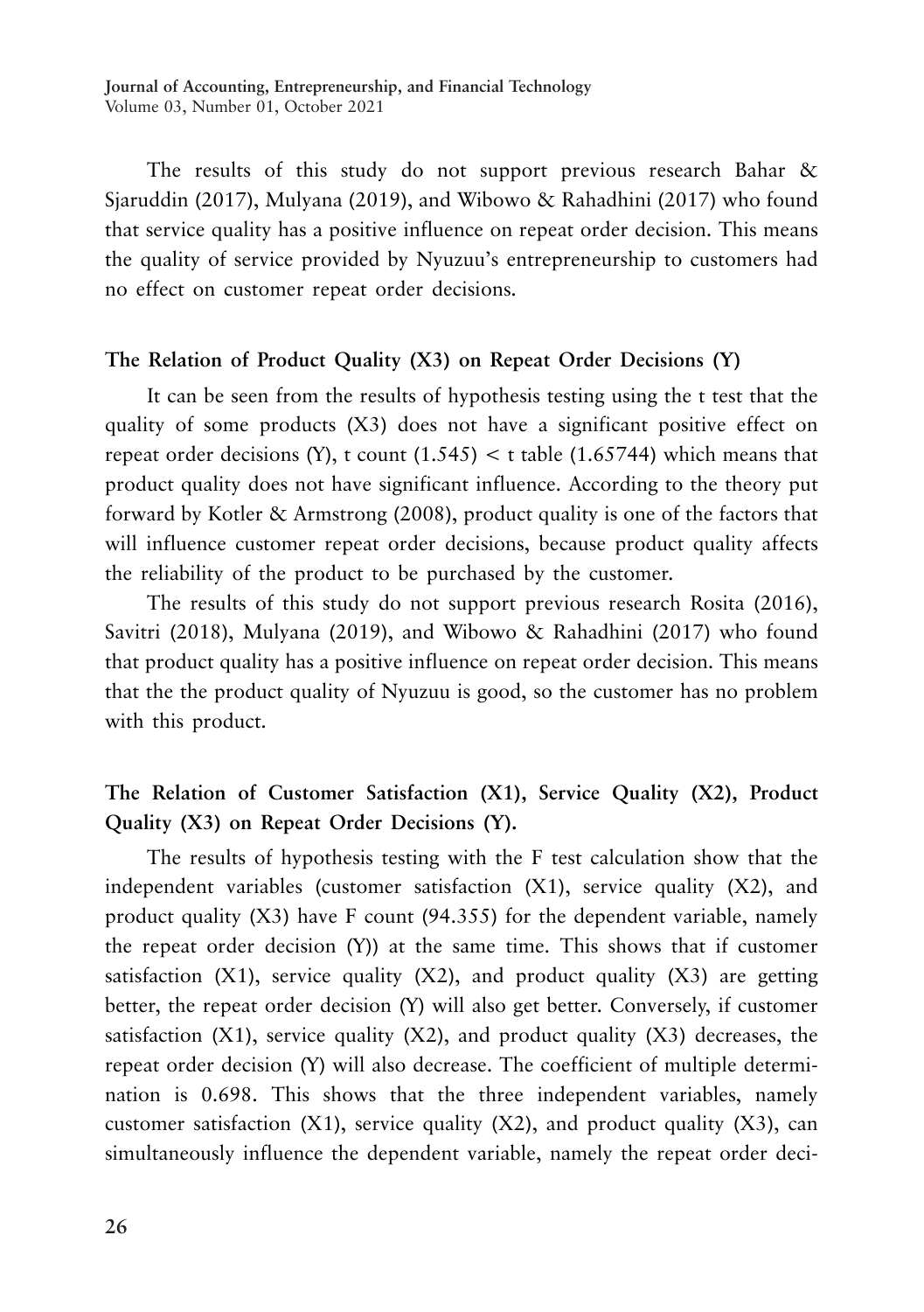The results of this study do not support previous research Bahar & Sjaruddin (2017), Mulyana (2019), and Wibowo & Rahadhini (2017) who found that service quality has a positive influence on repeat order decision. This means the quality of service provided by Nyuzuu's entrepreneurship to customers had no effect on customer repeat order decisions.

### The Relation of Product Quality (X3) on Repeat Order Decisions (Y)

It can be seen from the results of hypothesis testing using the t test that the quality of some products (X3) does not have a significant positive effect on repeat order decisions (Y), t count (1.545) < t table (1.65744) which means that product quality does not have significant influence. According to the theory put forward by Kotler & Armstrong (2008), product quality is one of the factors that will influence customer repeat order decisions, because product quality affects the reliability of the product to be purchased by the customer.

The results of this study do not support previous research Rosita (2016), Savitri (2018), Mulyana (2019), and Wibowo & Rahadhini (2017) who found that product quality has a positive influence on repeat order decision. This means that the the product quality of Nyuzuu is good, so the customer has no problem with this product.

### The Relation of Customer Satisfaction (X1), Service Quality (X2), Product Quality (X3) on Repeat Order Decisions (Y).

The results of hypothesis testing with the F test calculation show that the independent variables (customer satisfaction (X1), service quality (X2), and product quality (X3) have F count (94.355) for the dependent variable, namely the repeat order decision (Y)) at the same time. This shows that if customer satisfaction (X1), service quality (X2), and product quality (X3) are getting better, the repeat order decision (Y) will also get better. Conversely, if customer satisfaction (X1), service quality (X2), and product quality (X3) decreases, the repeat order decision (Y) will also decrease. The coefficient of multiple determination is 0.698. This shows that the three independent variables, namely customer satisfaction (X1), service quality (X2), and product quality (X3), can simultaneously influence the dependent variable, namely the repeat order deci-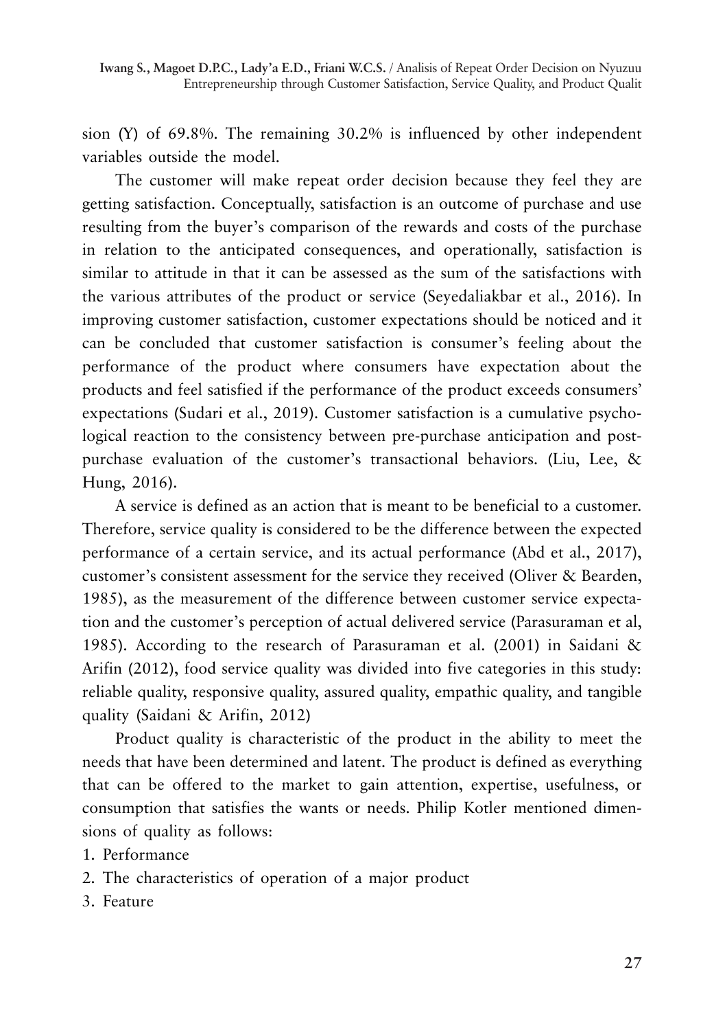sion (Y) of 69.8%. The remaining 30.2% is influenced by other independent variables outside the model.

The customer will make repeat order decision because they feel they are getting satisfaction. Conceptually, satisfaction is an outcome of purchase and use resulting from the buyer's comparison of the rewards and costs of the purchase in relation to the anticipated consequences, and operationally, satisfaction is similar to attitude in that it can be assessed as the sum of the satisfactions with the various attributes of the product or service (Seyedaliakbar et al., 2016). In improving customer satisfaction, customer expectations should be noticed and it can be concluded that customer satisfaction is consumer's feeling about the performance of the product where consumers have expectation about the products and feel satisfied if the performance of the product exceeds consumers' expectations (Sudari et al., 2019). Customer satisfaction is a cumulative psychological reaction to the consistency between pre-purchase anticipation and post-purchase evaluation of the customer's transactional behaviors. (Liu, Lee, & Hung, 2016).

A service is defined as an action that is meant to be beneficial to a customer. Therefore, service quality is considered to be the difference between the expected performance of a certain service, and its actual performance (Abd et al., 2017), customer's consistent assessment for the service they received (Oliver & Bearden, 1985), as the measurement of the difference between customer service expectation and the customer's perception of actual delivered service (Parasuraman et al, 1985). According to the research of Parasuraman et al. (2001) in Saidani & Arifin (2012), food service quality was divided into five categories in this study: reliable quality, responsive quality, assured quality, empathic quality, and tangible quality (Saidani & Arifin, 2012)

Product quality is characteristic of the product in the ability to meet the needs that have been determined and latent. The product is defined as everything that can be offered to the market to gain attention, expertise, usefulness, or consumption that satisfies the wants or needs. Philip Kotler mentioned dimensions of quality as follows:

1. Performance
2. The characteristics of operation of a major product
3. Feature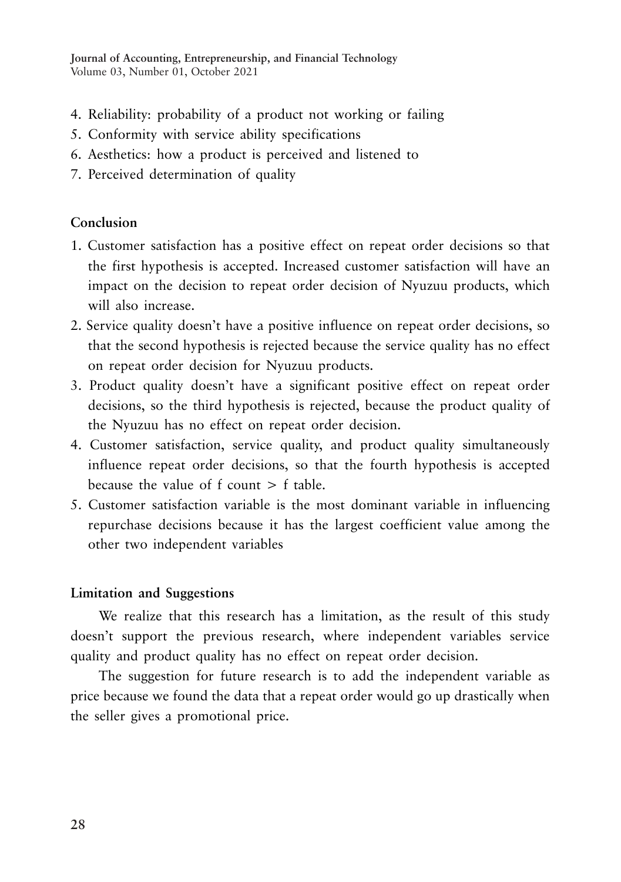4. Reliability: probability of a product not working or failing
5. Conformity with service ability specifications
6. Aesthetics: how a product is perceived and listened to
7. Perceived determination of quality

**Conclusion**

1. Customer satisfaction has a positive effect on repeat order decisions so that the first hypothesis is accepted. Increased customer satisfaction will have an impact on the decision to repeat order decision of Nyuzuu products, which will also increase.
2. Service quality doesn't have a positive influence on repeat order decisions, so that the second hypothesis is rejected because the service quality has no effect on repeat order decision for Nyuzuu products.
3. Product quality doesn't have a significant positive effect on repeat order decisions, so the third hypothesis is rejected, because the product quality of the Nyuzuu has no effect on repeat order decision.
4. Customer satisfaction, service quality, and product quality simultaneously influence repeat order decisions, so that the fourth hypothesis is accepted because the value of f count > f table.
5. Customer satisfaction variable is the most dominant variable in influencing repurchase decisions because it has the largest coefficient value among the other two independent variables

**Limitation and Suggestions**

We realize that this research has a limitation, as the result of this study doesn't support the previous research, where independent variables service quality and product quality has no effect on repeat order decision.

The suggestion for future research is to add the independent variable as price because we found the data that a repeat order would go up drastically when the seller gives a promotional price.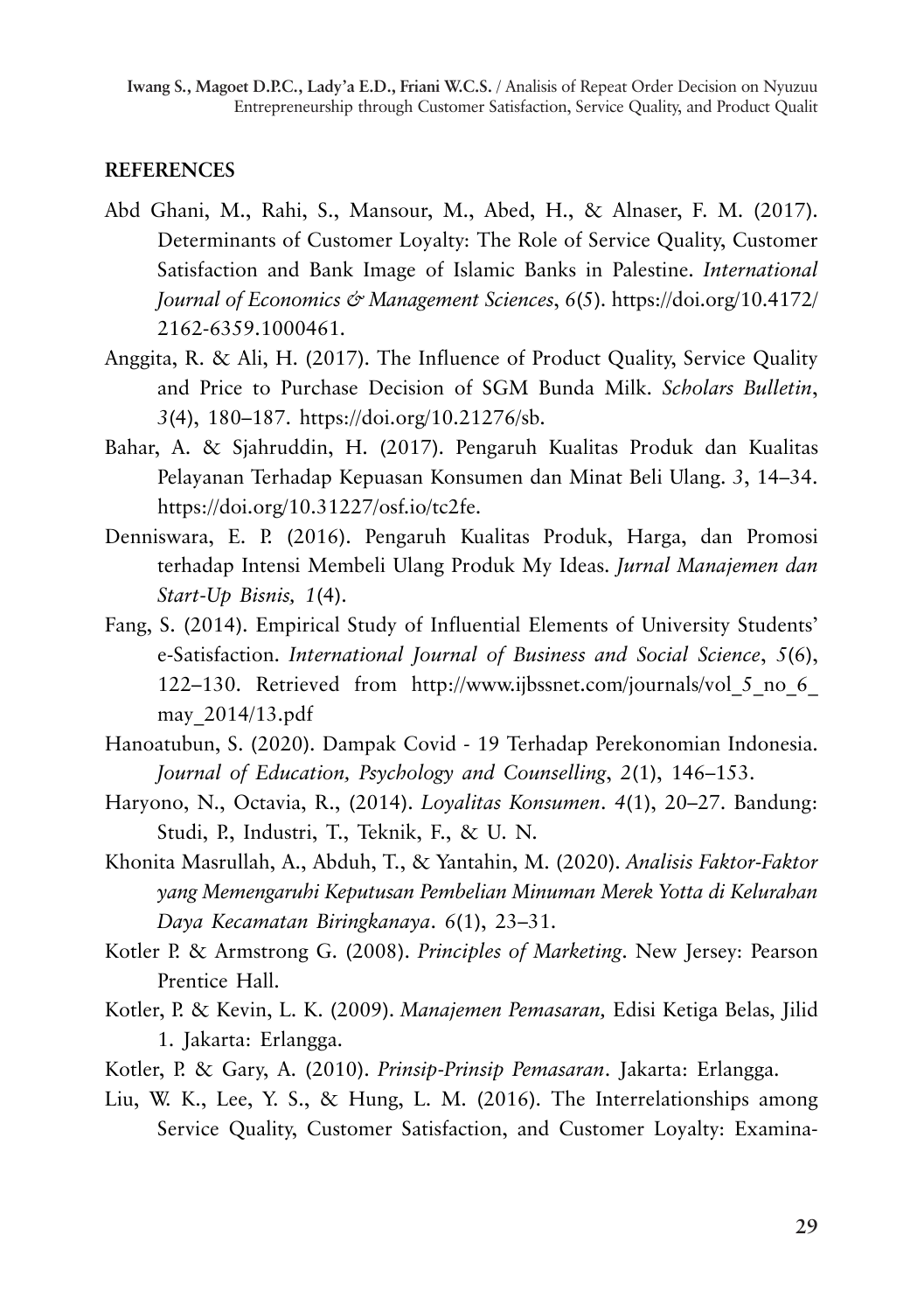**REFERENCES**

Abd Ghani, M., Rahi, S., Mansour, M., Abed, H., & Alnaser, F. M. (2017). Determinants of Customer Loyalty: The Role of Service Quality, Customer Satisfaction and Bank Image of Islamic Banks in Palestine. *International Journal of Economics & Management Sciences*, *6*(5). https://doi.org/10.4172/2162-6359.1000461.

Anggita, R. & Ali, H. (2017). The Influence of Product Quality, Service Quality and Price to Purchase Decision of SGM Bunda Milk. *Scholars Bulletin*, *3*(4), 180–187. https://doi.org/10.21276/sb.

Bahar, A. & Sjahruddin, H. (2017). Pengaruh Kualitas Produk dan Kualitas Pelayanan Terhadap Kepuasan Konsumen dan Minat Beli Ulang. *3*, 14–34. https://doi.org/10.31227/osf.io/tc2fe.

Denniswara, E. P. (2016). Pengaruh Kualitas Produk, Harga, dan Promosi terhadap Intensi Membeli Ulang Produk My Ideas. *Jurnal Manajemen dan Start-Up Bisnis, 1*(4).

Fang, S. (2014). Empirical Study of Influential Elements of University Students' e-Satisfaction. *International Journal of Business and Social Science*, *5*(6), 122–130. Retrieved from http://www.ijbssnet.com/journals/vol_5_no_6_may_2014/13.pdf

Hanoatubun, S. (2020). Dampak Covid - 19 Terhadap Perekonomian Indonesia. *Journal of Education, Psychology and Counselling*, *2*(1), 146–153.

Haryono, N., Octavia, R., (2014). *Loyalitas Konsumen*. *4*(1), 20–27. Bandung: Studi, P., Industri, T., Teknik, F., & U. N.

Khonita Masrullah, A., Abduh, T., & Yantahin, M. (2020). *Analisis Faktor-Faktor yang Memengaruhi Keputusan Pembelian Minuman Merek Yotta di Kelurahan Daya Kecamatan Biringkanaya*. *6*(1), 23–31.

Kotler P. & Armstrong G. (2008). *Principles of Marketing*. New Jersey: Pearson Prentice Hall.

Kotler, P. & Kevin, L. K. (2009). *Manajemen Pemasaran,* Edisi Ketiga Belas, Jilid 1. Jakarta: Erlangga.

Kotler, P. & Gary, A. (2010). *Prinsip-Prinsip Pemasaran*. Jakarta: Erlangga.

Liu, W. K., Lee, Y. S., & Hung, L. M. (2016). The Interrelationships among Service Quality, Customer Satisfaction, and Customer Loyalty: Examina-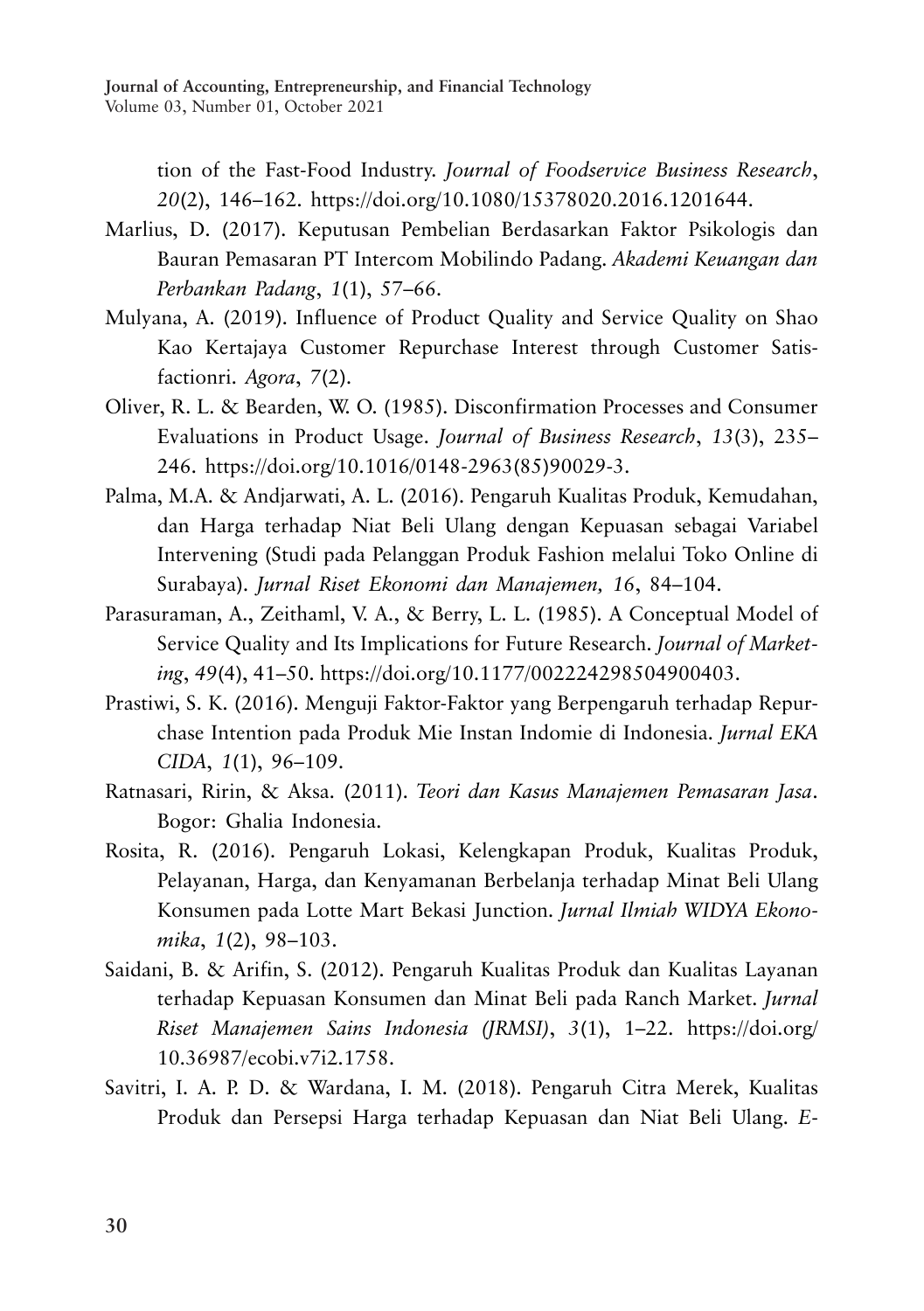tion of the Fast-Food Industry. *Journal of Foodservice Business Research*, *20*(2), 146–162. https://doi.org/10.1080/15378020.2016.1201644.

Marlius, D. (2017). Keputusan Pembelian Berdasarkan Faktor Psikologis dan Bauran Pemasaran PT Intercom Mobilindo Padang. *Akademi Keuangan dan Perbankan Padang*, *1*(1), 57–66.

Mulyana, A. (2019). Influence of Product Quality and Service Quality on Shao Kao Kertajaya Customer Repurchase Interest through Customer Satisfactionri. *Agora*, *7*(2).

Oliver, R. L. & Bearden, W. O. (1985). Disconfirmation Processes and Consumer Evaluations in Product Usage. *Journal of Business Research*, *13*(3), 235–246. https://doi.org/10.1016/0148-2963(85)90029-3.

Palma, M.A. & Andjarwati, A. L. (2016). Pengaruh Kualitas Produk, Kemudahan, dan Harga terhadap Niat Beli Ulang dengan Kepuasan sebagai Variabel Intervening (Studi pada Pelanggan Produk Fashion melalui Toko Online di Surabaya). *Jurnal Riset Ekonomi dan Manajemen, 16*, 84–104.

Parasuraman, A., Zeithaml, V. A., & Berry, L. L. (1985). A Conceptual Model of Service Quality and Its Implications for Future Research. *Journal of Marketing*, *49*(4), 41–50. https://doi.org/10.1177/002224298504900403.

Prastiwi, S. K. (2016). Menguji Faktor-Faktor yang Berpengaruh terhadap Repurchase Intention pada Produk Mie Instan Indomie di Indonesia. *Jurnal EKA CIDA*, *1*(1), 96–109.

Ratnasari, Ririn, & Aksa. (2011). *Teori dan Kasus Manajemen Pemasaran Jasa*. Bogor: Ghalia Indonesia.

Rosita, R. (2016). Pengaruh Lokasi, Kelengkapan Produk, Kualitas Produk, Pelayanan, Harga, dan Kenyamanan Berbelanja terhadap Minat Beli Ulang Konsumen pada Lotte Mart Bekasi Junction. *Jurnal Ilmiah WIDYA Ekonomika*, *1*(2), 98–103.

Saidani, B. & Arifin, S. (2012). Pengaruh Kualitas Produk dan Kualitas Layanan terhadap Kepuasan Konsumen dan Minat Beli pada Ranch Market. *Jurnal Riset Manajemen Sains Indonesia (JRMSI)*, *3*(1), 1–22. https://doi.org/10.36987/ecobi.v7i2.1758.

Savitri, I. A. P. D. & Wardana, I. M. (2018). Pengaruh Citra Merek, Kualitas Produk dan Persepsi Harga terhadap Kepuasan dan Niat Beli Ulang. *E-*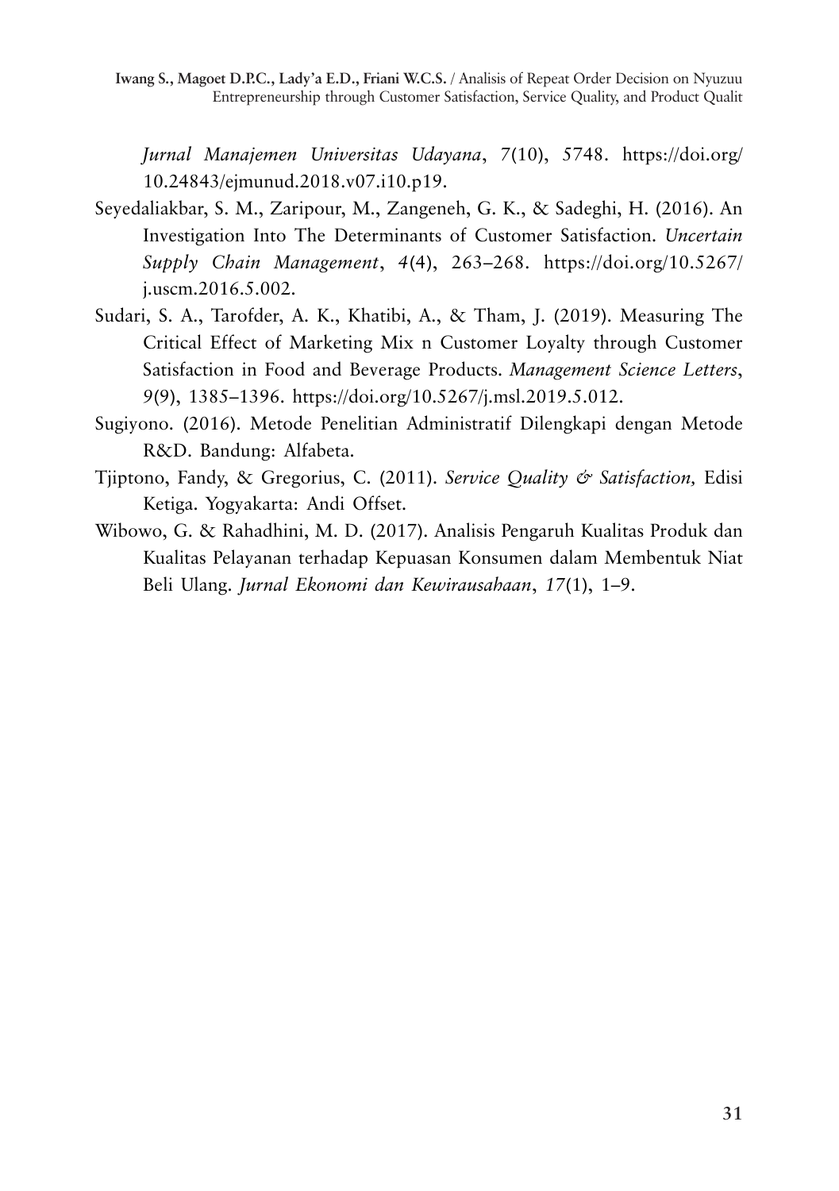*Jurnal Manajemen Universitas Udayana*, *7*(10), 5748. https://doi.org/10.24843/ejmunud.2018.v07.i10.p19.

Seyedaliakbar, S. M., Zaripour, M., Zangeneh, G. K., & Sadeghi, H. (2016). An Investigation Into The Determinants of Customer Satisfaction. *Uncertain Supply Chain Management*, *4*(4), 263–268. https://doi.org/10.5267/j.uscm.2016.5.002.

Sudari, S. A., Tarofder, A. K., Khatibi, A., & Tham, J. (2019). Measuring The Critical Effect of Marketing Mix n Customer Loyalty through Customer Satisfaction in Food and Beverage Products. *Management Science Letters*, *9*(9), 1385–1396. https://doi.org/10.5267/j.msl.2019.5.012.

Sugiyono. (2016). Metode Penelitian Administratif Dilengkapi dengan Metode R&D. Bandung: Alfabeta.

Tjiptono, Fandy, & Gregorius, C. (2011). *Service Quality & Satisfaction,* Edisi Ketiga. Yogyakarta: Andi Offset.

Wibowo, G. & Rahadhini, M. D. (2017). Analisis Pengaruh Kualitas Produk dan Kualitas Pelayanan terhadap Kepuasan Konsumen dalam Membentuk Niat Beli Ulang. *Jurnal Ekonomi dan Kewirausahaan*, *17*(1), 1–9.